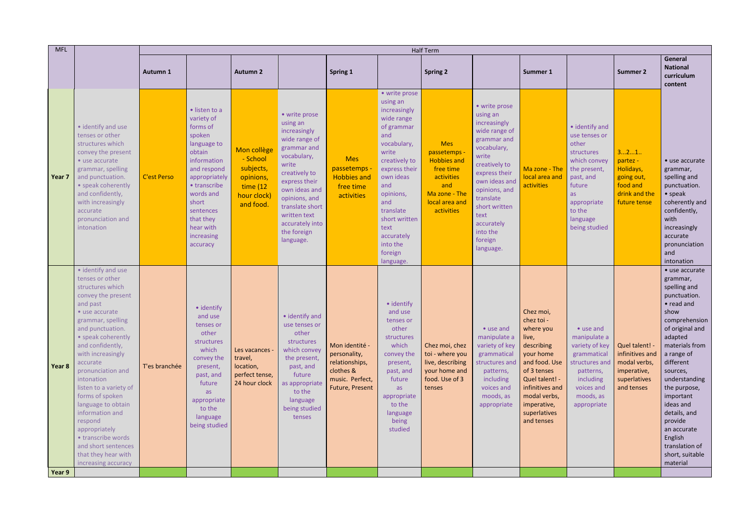| MFL | | Half Term | | | | | | | | | | |
|---|---|---|---|---|---|---|---|---|---|---|---|---|
| | | Autumn 1 | | Autumn 2 | | Spring 1 | | Spring 2 | | Summer 1 | | Summer 2 | General National curriculum content |
| Year 7 | • identify and use tenses or other structures which convey the present • use accurate grammar, spelling and punctuation. • speak coherently and confidently, with increasingly accurate pronunciation and intonation | C'est Perso | • listen to a variety of forms of spoken language to obtain information and respond appropriately • transcribe words and short sentences that they hear with increasing accuracy | Mon collège - School subjects, opinions, time (12 hour clock) and food. | • write prose using an increasingly wide range of grammar and vocabulary, write creatively to express their own ideas and opinions, and translate short written text accurately into the foreign language. | Mes passetemps - Hobbies and free time activities | • write prose using an increasingly wide range of grammar and vocabulary, write creatively to express their own ideas and opinions, and translate short written text accurately into the foreign language. | Mes passetemps - Hobbies and free time activities and Ma zone - The local area and activities | • write prose using an increasingly wide range of grammar and vocabulary, write creatively to express their own ideas and opinions, and translate short written text accurately into the foreign language. | Ma zone - The local area and activities | • identify and use tenses or other structures which convey the present, past, and future as appropriate to the language being studied | 3…2…1.. partez - Holidays, going out, food and drink and the future tense | • use accurate grammar, spelling and punctuation. • speak coherently and confidently, with increasingly accurate pronunciation and intonation |
| Year 8 | • identify and use tenses or other structures which convey the present and past • use accurate grammar, spelling and punctuation. • speak coherently and confidently, with increasingly accurate pronunciation and intonation listen to a variety of forms of spoken language to obtain information and respond appropriately • transcribe words and short sentences that they hear with increasing accuracy | T'es branchée | • identify and use tenses or other structures which convey the present, past, and future as appropriate to the language being studied | Les vacances - travel, location, perfect tense, 24 hour clock | • identify and use tenses or other structures which convey the present, past, and future as appropriate to the language being studied tenses | Mon identité - personality, relationships, clothes & music. Perfect, Future, Present | • identify and use tenses or other structures which convey the present, past, and future as appropriate to the language being studied | Chez moi, chez toi - where you live, describing your home and food. Use of 3 tenses | • use and manipulate a variety of key grammatical structures and patterns, including voices and moods, as appropriate | Chez moi, chez toi - where you live, describing your home and food. Use of 3 tenses Quel talent! - infinitives and modal verbs, imperative, superlatives and tenses | • use and manipulate a variety of key grammatical structures and patterns, including voices and moods, as appropriate | Quel talent! - infinitives and modal verbs, imperative, superlatives and tenses | • use accurate grammar, spelling and punctuation. • read and show comprehension of original and adapted materials from a range of different sources, understanding the purpose, important ideas and details, and provide an accurate English translation of short, suitable material |
| Year 9 | | | | | | | | | | | | | |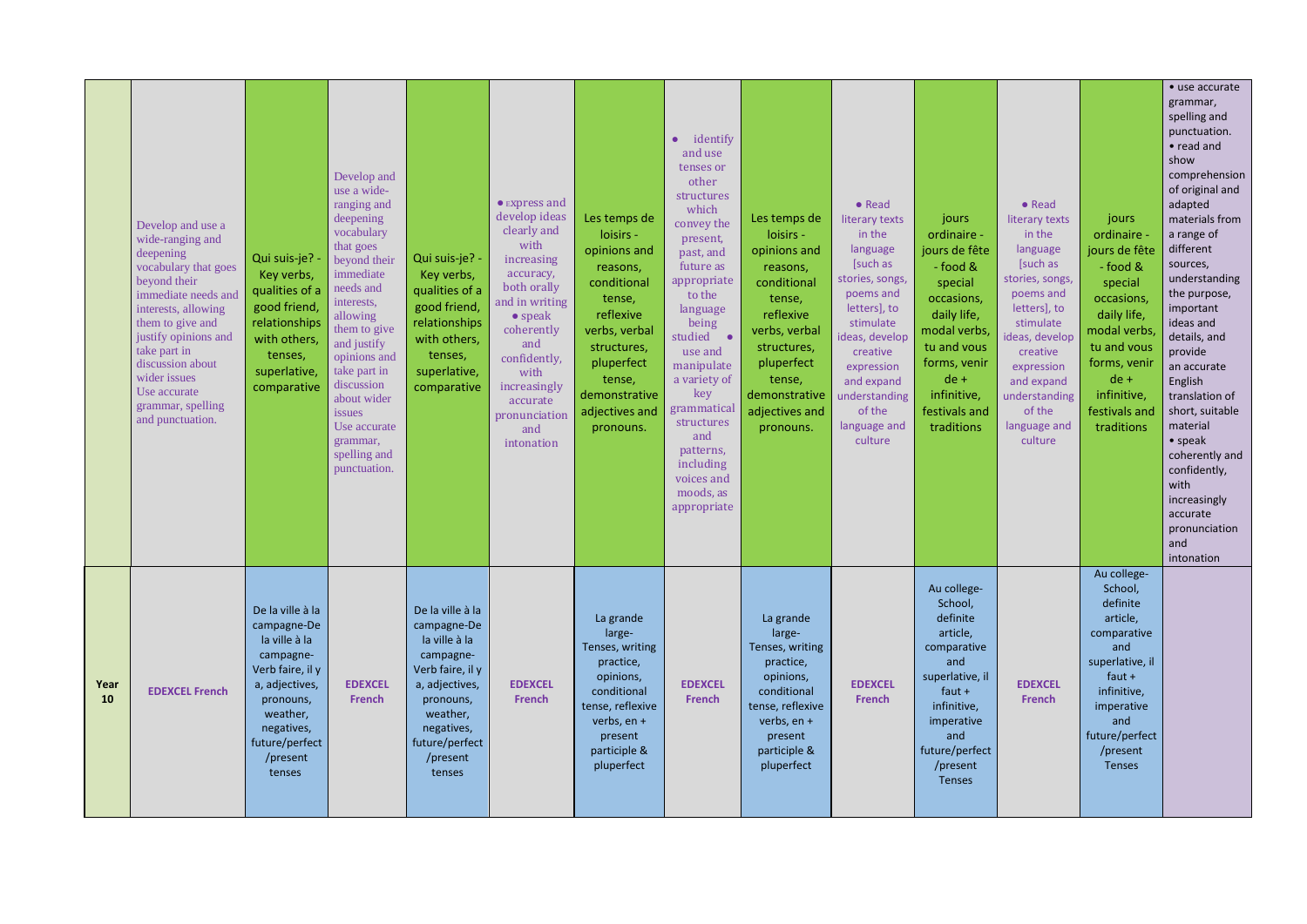| | | | | | | | | | | | | | |
|---|---|---|---|---|---|---|---|---|---|---|---|---|---|
| | Develop and use a wide-ranging and deepening vocabulary that goes beyond their immediate needs and interests, allowing them to give and justify opinions and take part in discussion about wider issues Use accurate grammar, spelling and punctuation. | Qui suis-je? - Key verbs, qualities of a good friend, relationships with others, tenses, superlative, comparative | Develop and use a wide-ranging and deepening vocabulary that goes beyond their immediate needs and interests, allowing them to give and justify opinions and take part in discussion about wider issues Use accurate grammar, spelling and punctuation. | Qui suis-je? - Key verbs, qualities of a good friend, relationships with others, tenses, superlative, comparative | • express and develop ideas clearly and with increasing accuracy, both orally and in writing • speak coherently and confidently, with increasingly accurate pronunciation and intonation | Les temps de loisirs - opinions and reasons, conditional tense, reflexive verbs, verbal structures, pluperfect tense, demonstrative adjectives and pronouns. | • identify and use tenses or other structures which convey the present, past, and future as appropriate to the language being studied • use and manipulate a variety of key grammatical structures and patterns, including voices and moods, as appropriate | Les temps de loisirs - opinions and reasons, conditional tense, reflexive verbs, verbal structures, pluperfect tense, demonstrative adjectives and pronouns. | • Read literary texts in the language [such as stories, songs, poems and letters], to stimulate ideas, develop creative expression and expand understanding of the language and culture | jours ordinaire - jours de fête - food & special occasions, daily life, modal verbs, tu and vous forms, venir de + infinitive, festivals and traditions | • Read literary texts in the language [such as stories, songs, poems and letters], to stimulate ideas, develop creative expression and expand understanding of the language and culture | jours ordinaire - jours de fête - food & special occasions, daily life, modal verbs, tu and vous forms, venir de + infinitive, festivals and traditions | • use accurate grammar, spelling and punctuation. • read and show comprehension of original and adapted materials from a range of different sources, understanding the purpose, important ideas and details, and provide an accurate English translation of short, suitable material • speak coherently and confidently, with increasingly accurate pronunciation and intonation |
| **Year 10** | **EDEXCEL French** | De la ville à la campagne-De la ville à la campagne-Verb faire, il y a, adjectives, pronouns, weather, negatives, future/perfect /present tenses | **EDEXCEL French** | De la ville à la campagne-De la ville à la campagne-Verb faire, il y a, adjectives, pronouns, weather, negatives, future/perfect /present tenses | **EDEXCEL French** | La grande large-Tenses, writing practice, opinions, conditional tense, reflexive verbs, en + present participle & pluperfect | **EDEXCEL French** | La grande large-Tenses, writing practice, opinions, conditional tense, reflexive verbs, en + present participle & pluperfect | **EDEXCEL French** | Au college-School, definite article, comparative and superlative, il faut + infinitive, imperative and future/perfect /present Tenses | **EDEXCEL French** | Au college-School, definite article, comparative and superlative, il faut + infinitive, imperative and future/perfect /present Tenses | |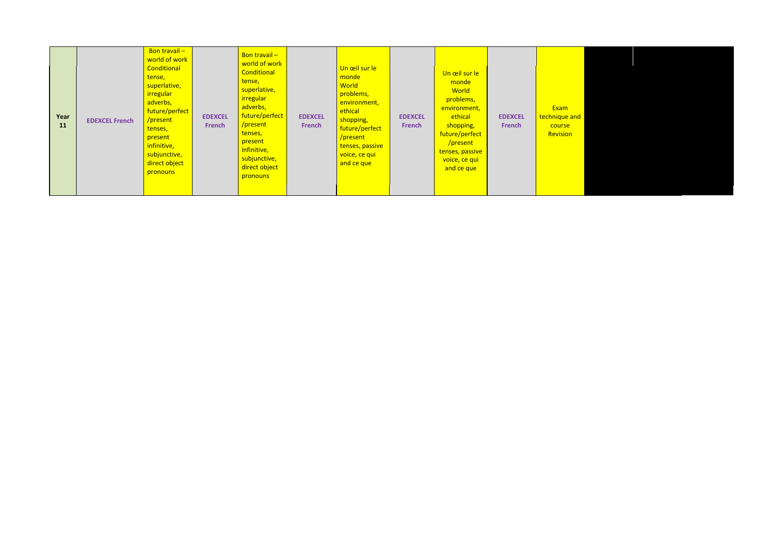| | | | | | | | | | | | |
|---|---|---|---|---|---|---|---|---|---|---|---|
| **Year 11** | **EDEXCEL French** | Bon travail – world of work Conditional tense, superlative, irregular adverbs, future/perfect /present tenses, present infinitive, subjunctive, direct object pronouns | **EDEXCEL French** | Bon travail – world of work Conditional tense, superlative, irregular adverbs, future/perfect /present tenses, present infinitive, subjunctive, direct object pronouns | **EDEXCEL French** | Un œil sur le monde World problems, environment, ethical shopping, future/perfect /present tenses, passive voice, ce qui and ce que | **EDEXCEL French** | Un œil sur le monde World problems, environment, ethical shopping, future/perfect /present tenses, passive voice, ce qui and ce que | **EDEXCEL French** | Exam technique and course Revision | |